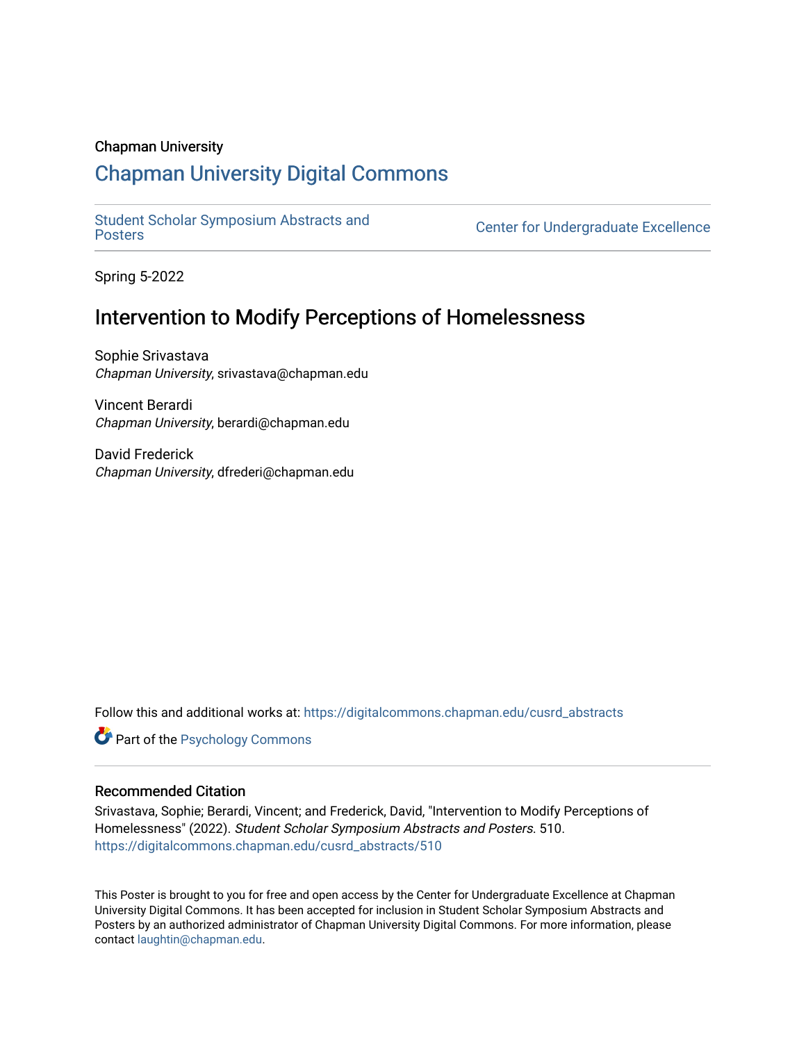Chapman University

## Chapman University Digital Commons

Student Scholar Symposium Abstracts and Posters

Center for Undergraduate Excellence

Spring 5-2022

# Intervention to Modify Perceptions of Homelessness

Sophie Srivastava
*Chapman University*, srivastava@chapman.edu

Vincent Berardi
*Chapman University*, berardi@chapman.edu

David Frederick
*Chapman University*, dfrederi@chapman.edu

Follow this and additional works at: https://digitalcommons.chapman.edu/cusrd_abstracts

Part of the Psychology Commons

### Recommended Citation

Srivastava, Sophie; Berardi, Vincent; and Frederick, David, "Intervention to Modify Perceptions of Homelessness" (2022). *Student Scholar Symposium Abstracts and Posters*. 510.
https://digitalcommons.chapman.edu/cusrd_abstracts/510

This Poster is brought to you for free and open access by the Center for Undergraduate Excellence at Chapman University Digital Commons. It has been accepted for inclusion in Student Scholar Symposium Abstracts and Posters by an authorized administrator of Chapman University Digital Commons. For more information, please contact laughtin@chapman.edu.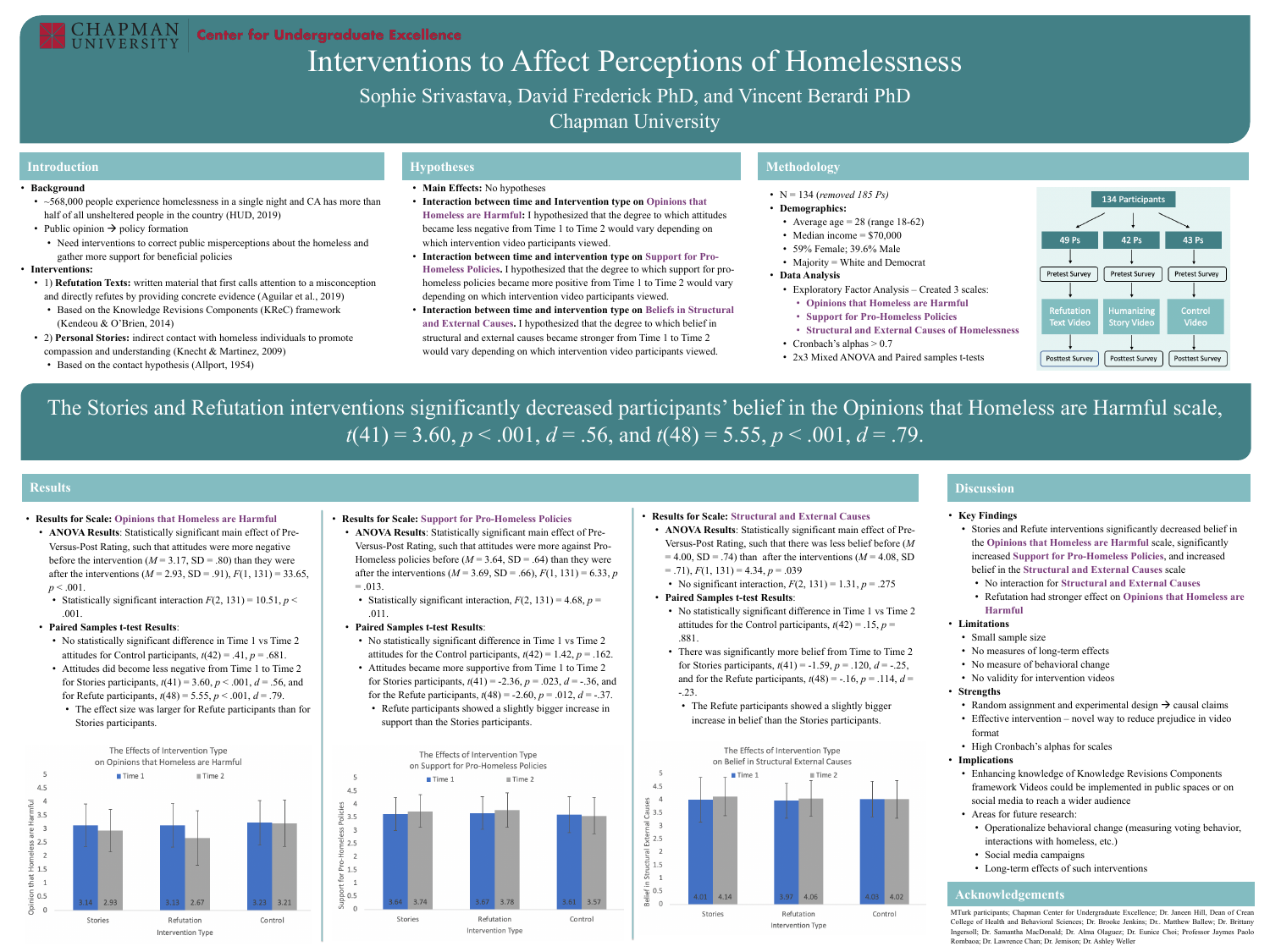CHAPMAN UNIVERSITY

Center for Undergraduate Excellence

# Interventions to Affect Perceptions of Homelessness

Sophie Srivastava, David Frederick PhD, and Vincent Berardi PhD

Chapman University

## Introduction

- **Background**
  - ~568,000 people experience homelessness in a single night and CA has more than half of all unsheltered people in the country (HUD, 2019)
  - Public opinion → policy formation
    - Need interventions to correct public misperceptions about the homeless and gather more support for beneficial policies
- **Interventions:**
  - 1) **Refutation Texts:** written material that first calls attention to a misconception and directly refutes by providing concrete evidence (Aguilar et al., 2019)
    - Based on the Knowledge Revisions Components (KReC) framework (Kendeou & O'Brien, 2014)
  - 2) **Personal Stories:** indirect contact with homeless individuals to promote compassion and understanding (Knecht & Martinez, 2009)
    - Based on the contact hypothesis (Allport, 1954)

## Hypotheses

- **Main Effects:** No hypotheses
- **Interaction between time and Intervention type on Opinions that Homeless are Harmful:** I hypothesized that the degree to which attitudes became less negative from Time 1 to Time 2 would vary depending on which intervention video participants viewed.
- **Interaction between time and intervention type on Support for Pro-Homeless Policies.** I hypothesized that the degree to which support for pro-homeless policies became more positive from Time 1 to Time 2 would vary depending on which intervention video participants viewed.
- **Interaction between time and intervention type on Beliefs in Structural and External Causes.** I hypothesized that the degree to which belief in structural and external causes became stronger from Time 1 to Time 2 would vary depending on which intervention video participants viewed.

## Methodology

- N = 134 (*removed 185 Ps*)
- **Demographics:**
  - Average age = 28 (range 18-62)
  - Median income = $70,000
  - 59% Female; 39.6% Male
  - Majority = White and Democrat
- **Data Analysis**
  - Exploratory Factor Analysis – Created 3 scales:
    - Opinions that Homeless are Harmful
    - Support for Pro-Homeless Policies
    - Structural and External Causes of Homelessness
  - Cronbach's alphas > 0.7
  - 2x3 Mixed ANOVA and Paired samples t-tests

134 Participants

49 Ps → Pretest Survey → Refutation Text Video → Posttest Survey

42 Ps → Pretest Survey → Humanizing Story Video → Posttest Survey

43 Ps → Pretest Survey → Control Video → Posttest Survey

**The Stories and Refutation interventions significantly decreased participants' belief in the Opinions that Homeless are Harmful scale, $t(41) = 3.60, p < .001, d = .56$, and $t(48) = 5.55, p < .001, d = .79$.**

## Results

- **Results for Scale: Opinions that Homeless are Harmful**
  - **ANOVA Results**: Statistically significant main effect of Pre-Versus-Post Rating, such that attitudes were more negative before the intervention ($M = 3.17$, SD = .80) than they were after the interventions ($M = 2.93$, SD = .91), $F(1, 131) = 33.65$, $p < .001$.
    - Statistically significant interaction $F(2, 131) = 10.51$, $p < .001$.
  - **Paired Samples t-test Results**:
    - No statistically significant difference in Time 1 vs Time 2 attitudes for Control participants, $t(42) = .41$, $p = .681$.
    - Attitudes did become less negative from Time 1 to Time 2 for Stories participants, $t(41) = 3.60$, $p < .001$, $d = .56$, and for Refute participants, $t(48) = 5.55$, $p < .001$, $d = .79$.
      - The effect size was larger for Refute participants than for Stories participants.

The Effects of Intervention Type on Opinions that Homeless are Harmful

Time 1 | Time 2

Opinion that Homeless are Harmful

5, 4.5, 4, 3.5, 3, 2.5, 2, 1.5, 1, 0.5, 0

Stories: 3.14, 2.93

Refutation: 3.13, 2.67

Control: 3.23, 3.21

Intervention Type

- **Results for Scale: Support for Pro-Homeless Policies**
  - **ANOVA Results**: Statistically significant main effect of Pre-Versus-Post Rating, such that attitudes were more against Pro-Homeless policies before ($M = 3.64$, SD = .64) than they were after the interventions ($M = 3.69$, SD = .66), $F(1, 131) = 6.33$, $p = .013$.
    - Statistically significant interaction, $F(2, 131) = 4.68$, $p = .011$.
  - **Paired Samples t-test Results**:
    - No statistically significant difference in Time 1 vs Time 2 attitudes for the Control participants, $t(42) = 1.42$, $p = .162$.
    - Attitudes became more supportive from Time 1 to Time 2 for Stories participants, $t(41) = -2.36$, $p = .023$, $d = -.36$, and for the Refute participants, $t(48) = -2.60$, $p = .012$, $d = -.37$.
      - Refute participants showed a slightly bigger increase in support than the Stories participants.

The Effects of Intervention Type on Support for Pro-Homeless Policies

Time 1 | Time 2

Support for Pro-Homeless Policies

5, 4.5, 4, 3.5, 3, 2.5, 2, 1.5, 1, 0.5, 0

Stories: 3.64, 3.74

Refutation: 3.67, 3.78

Control: 3.61, 3.57

Intervention Type

- **Results for Scale: Structural and External Causes**
  - **ANOVA Results**: Statistically significant main effect of Pre-Versus-Post Rating, such that there was less belief before ($M = 4.00$, SD = .74) than after the interventions ($M = 4.08$, SD = .71), $F(1, 131) = 4.34$, $p = .039$
    - No significant interaction, $F(2, 131) = 1.31$, $p = .275$
  - **Paired Samples t-test Results**:
    - No statistically significant difference in Time 1 vs Time 2 attitudes for the Control participants, $t(42) = .15$, $p = .881$.
    - There was significantly more belief from Time to Time 2 for Stories participants, $t(41) = -1.59$, $p = .120$, $d = -.25$, and for the Refute participants, $t(48) = -.16$, $p = .114$, $d = -.23$.
      - The Refute participants showed a slightly bigger increase in belief than the Stories participants.

The Effects of Intervention Type on Belief in Structural External Causes

Time 1 | Time 2

Belief in Structural External Causes

5, 4.5, 4, 3.5, 3, 2.5, 2, 1.5, 1, 0.5, 0

Stories: 4.01, 4.14

Refutation: 3.97, 4.06

Control: 4.03, 4.02

Intervention Type

## Discussion

- **Key Findings**
  - Stories and Refute interventions significantly decreased belief in the Opinions that Homeless are Harmful scale, significantly increased Support for Pro-Homeless Policies, and increased belief in the Structural and External Causes scale
    - No interaction for Structural and External Causes
    - Refutation had stronger effect on Opinions that Homeless are Harmful
- **Limitations**
  - Small sample size
  - No measures of long-term effects
  - No measure of behavioral change
  - No validity for intervention videos
- **Strengths**
  - Random assignment and experimental design → causal claims
  - Effective intervention – novel way to reduce prejudice in video format
  - High Cronbach's alphas for scales
- **Implications**
  - Enhancing knowledge of Knowledge Revisions Components framework Videos could be implemented in public spaces or on social media to reach a wider audience
  - Areas for future research:
    - Operationalize behavioral change (measuring voting behavior, interactions with homeless, etc.)
    - Social media campaigns
    - Long-term effects of such interventions

## Acknowledgements

MTurk participants; Chapman Center for Undergraduate Excellence; Dr. Janeen Hill, Dean of Crean College of Health and Behavioral Sciences; Dr. Brooke Jenkins; Dr.. Matthew Ballew; Dr. Brittany Ingersoll; Dr. Samantha MacDonald; Dr. Alma Olaguez; Dr. Eunice Choi; Professor Jaymes Paolo Rombaoa; Dr. Lawrence Chan; Dr. Jemison; Dr. Ashley Weller